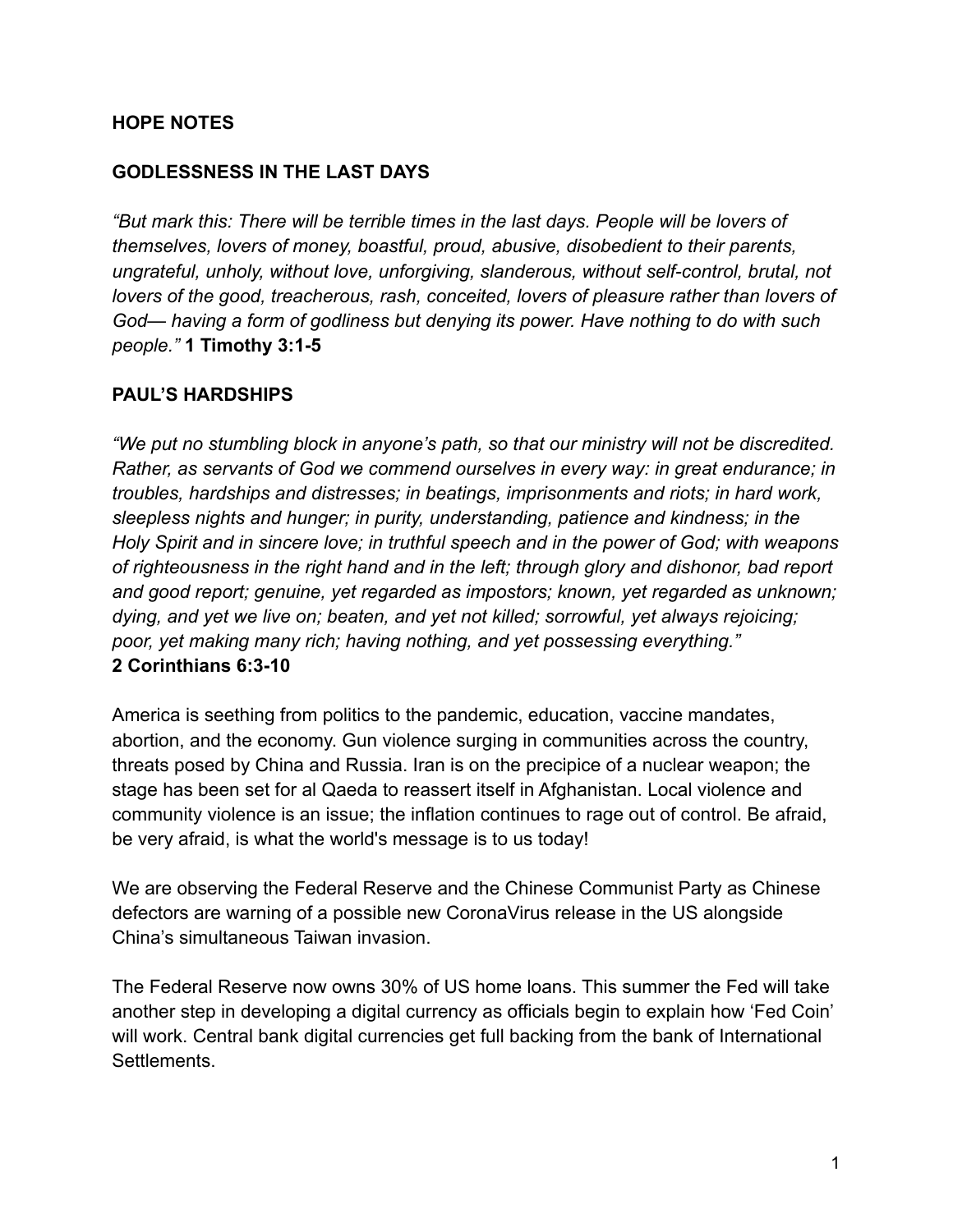**HOPE NOTES**

**GODLESSNESS IN THE LAST DAYS**

*"But mark this: There will be terrible times in the last days. People will be lovers of themselves, lovers of money, boastful, proud, abusive, disobedient to their parents, ungrateful, unholy, without love, unforgiving, slanderous, without self-control, brutal, not lovers of the good, treacherous, rash, conceited, lovers of pleasure rather than lovers of God— having a form of godliness but denying its power. Have nothing to do with such people."* **1 Timothy 3:1-5**

**PAUL'S HARDSHIPS**

*"We put no stumbling block in anyone's path, so that our ministry will not be discredited. Rather, as servants of God we commend ourselves in every way: in great endurance; in troubles, hardships and distresses; in beatings, imprisonments and riots; in hard work, sleepless nights and hunger; in purity, understanding, patience and kindness; in the Holy Spirit and in sincere love; in truthful speech and in the power of God; with weapons of righteousness in the right hand and in the left; through glory and dishonor, bad report and good report; genuine, yet regarded as impostors; known, yet regarded as unknown; dying, and yet we live on; beaten, and yet not killed; sorrowful, yet always rejoicing; poor, yet making many rich; having nothing, and yet possessing everything."*
**2 Corinthians 6:3-10**

America is seething from politics to the pandemic, education, vaccine mandates, abortion, and the economy. Gun violence surging in communities across the country, threats posed by China and Russia. Iran is on the precipice of a nuclear weapon; the stage has been set for al Qaeda to reassert itself in Afghanistan. Local violence and community violence is an issue; the inflation continues to rage out of control. Be afraid, be very afraid, is what the world's message is to us today!

We are observing the Federal Reserve and the Chinese Communist Party as Chinese defectors are warning of a possible new CoronaVirus release in the US alongside China's simultaneous Taiwan invasion.

The Federal Reserve now owns 30% of US home loans. This summer the Fed will take another step in developing a digital currency as officials begin to explain how 'Fed Coin' will work. Central bank digital currencies get full backing from the bank of International Settlements.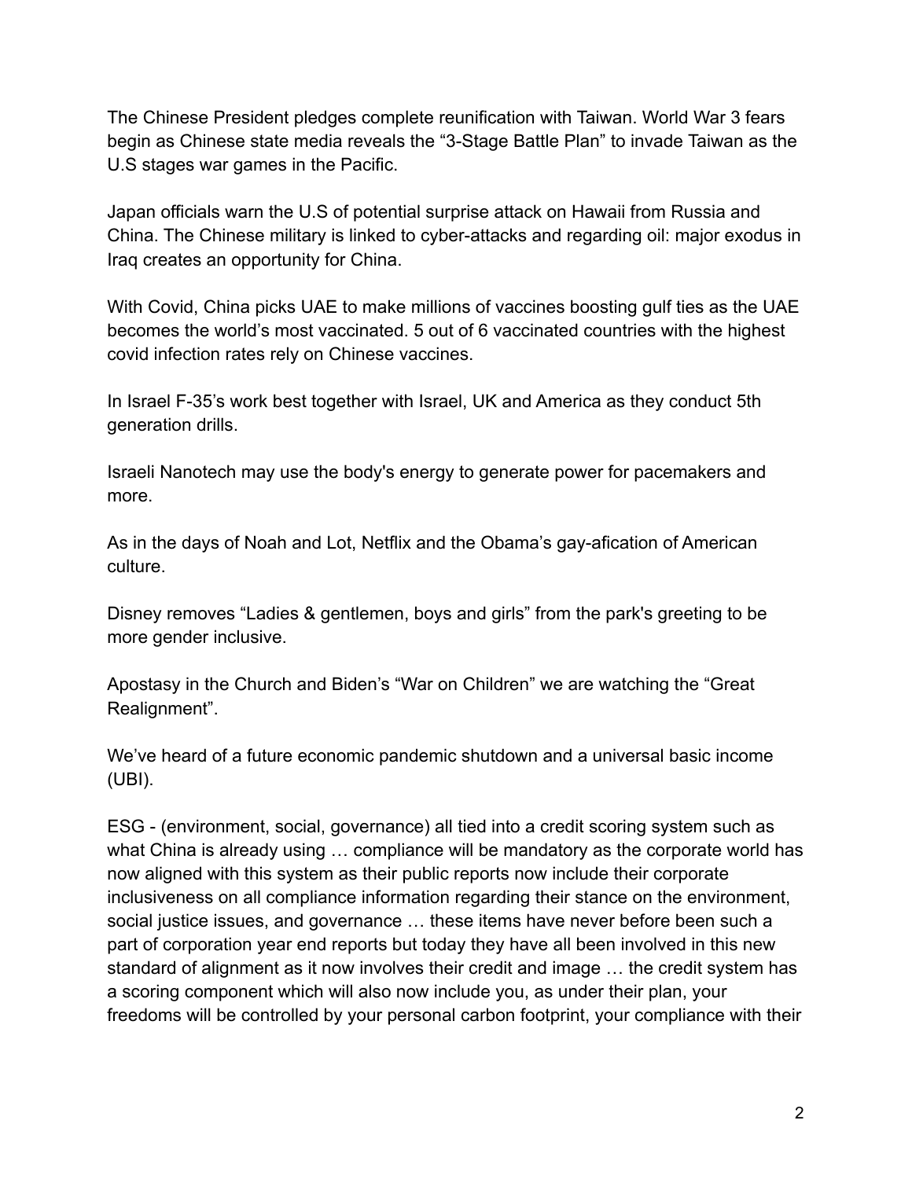The Chinese President pledges complete reunification with Taiwan. World War 3 fears begin as Chinese state media reveals the "3-Stage Battle Plan" to invade Taiwan as the U.S stages war games in the Pacific.

Japan officials warn the U.S of potential surprise attack on Hawaii from Russia and China. The Chinese military is linked to cyber-attacks and regarding oil: major exodus in Iraq creates an opportunity for China.

With Covid, China picks UAE to make millions of vaccines boosting gulf ties as the UAE becomes the world's most vaccinated. 5 out of 6 vaccinated countries with the highest covid infection rates rely on Chinese vaccines.

In Israel F-35's work best together with Israel, UK and America as they conduct 5th generation drills.

Israeli Nanotech may use the body's energy to generate power for pacemakers and more.

As in the days of Noah and Lot, Netflix and the Obama's gay-afication of American culture.

Disney removes "Ladies & gentlemen, boys and girls" from the park's greeting to be more gender inclusive.

Apostasy in the Church and Biden's "War on Children" we are watching the "Great Realignment".

We've heard of a future economic pandemic shutdown and a universal basic income (UBI).

ESG - (environment, social, governance) all tied into a credit scoring system such as what China is already using … compliance will be mandatory as the corporate world has now aligned with this system as their public reports now include their corporate inclusiveness on all compliance information regarding their stance on the environment, social justice issues, and governance … these items have never before been such a part of corporation year end reports but today they have all been involved in this new standard of alignment as it now involves their credit and image … the credit system has a scoring component which will also now include you, as under their plan, your freedoms will be controlled by your personal carbon footprint, your compliance with their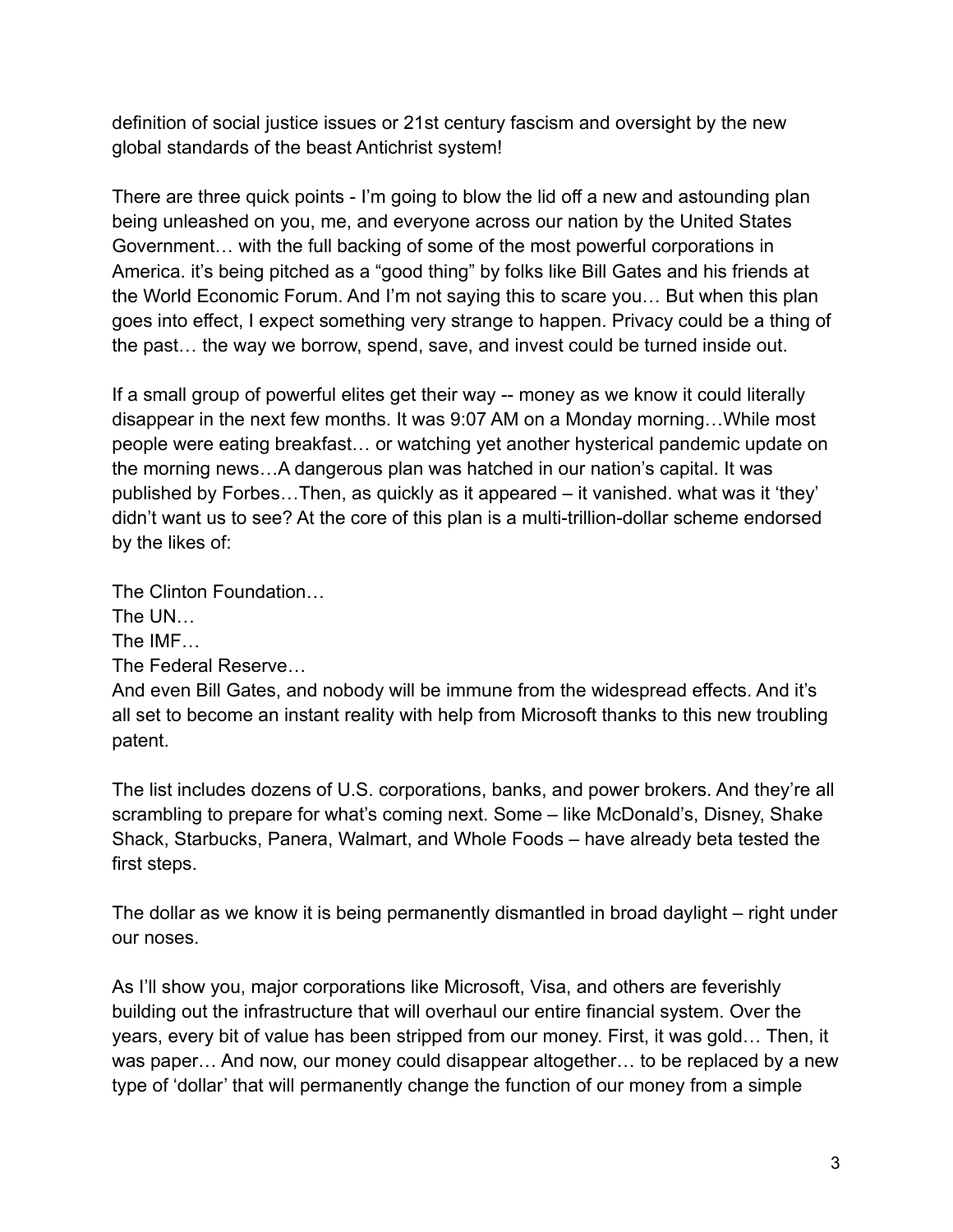definition of social justice issues or 21st century fascism and oversight by the new global standards of the beast Antichrist system!

There are three quick points - I'm going to blow the lid off a new and astounding plan being unleashed on you, me, and everyone across our nation by the United States Government… with the full backing of some of the most powerful corporations in America. it's being pitched as a "good thing" by folks like Bill Gates and his friends at the World Economic Forum. And I'm not saying this to scare you… But when this plan goes into effect, I expect something very strange to happen. Privacy could be a thing of the past… the way we borrow, spend, save, and invest could be turned inside out.

If a small group of powerful elites get their way -- money as we know it could literally disappear in the next few months. It was 9:07 AM on a Monday morning…While most people were eating breakfast… or watching yet another hysterical pandemic update on the morning news…A dangerous plan was hatched in our nation's capital. It was published by Forbes…Then, as quickly as it appeared – it vanished. what was it 'they' didn't want us to see? At the core of this plan is a multi-trillion-dollar scheme endorsed by the likes of:

The Clinton Foundation…
The UN…
The IMF…
The Federal Reserve…
And even Bill Gates, and nobody will be immune from the widespread effects. And it's all set to become an instant reality with help from Microsoft thanks to this new troubling patent.

The list includes dozens of U.S. corporations, banks, and power brokers. And they're all scrambling to prepare for what's coming next. Some – like McDonald's, Disney, Shake Shack, Starbucks, Panera, Walmart, and Whole Foods – have already beta tested the first steps.

The dollar as we know it is being permanently dismantled in broad daylight – right under our noses.

As I'll show you, major corporations like Microsoft, Visa, and others are feverishly building out the infrastructure that will overhaul our entire financial system. Over the years, every bit of value has been stripped from our money. First, it was gold… Then, it was paper… And now, our money could disappear altogether… to be replaced by a new type of 'dollar' that will permanently change the function of our money from a simple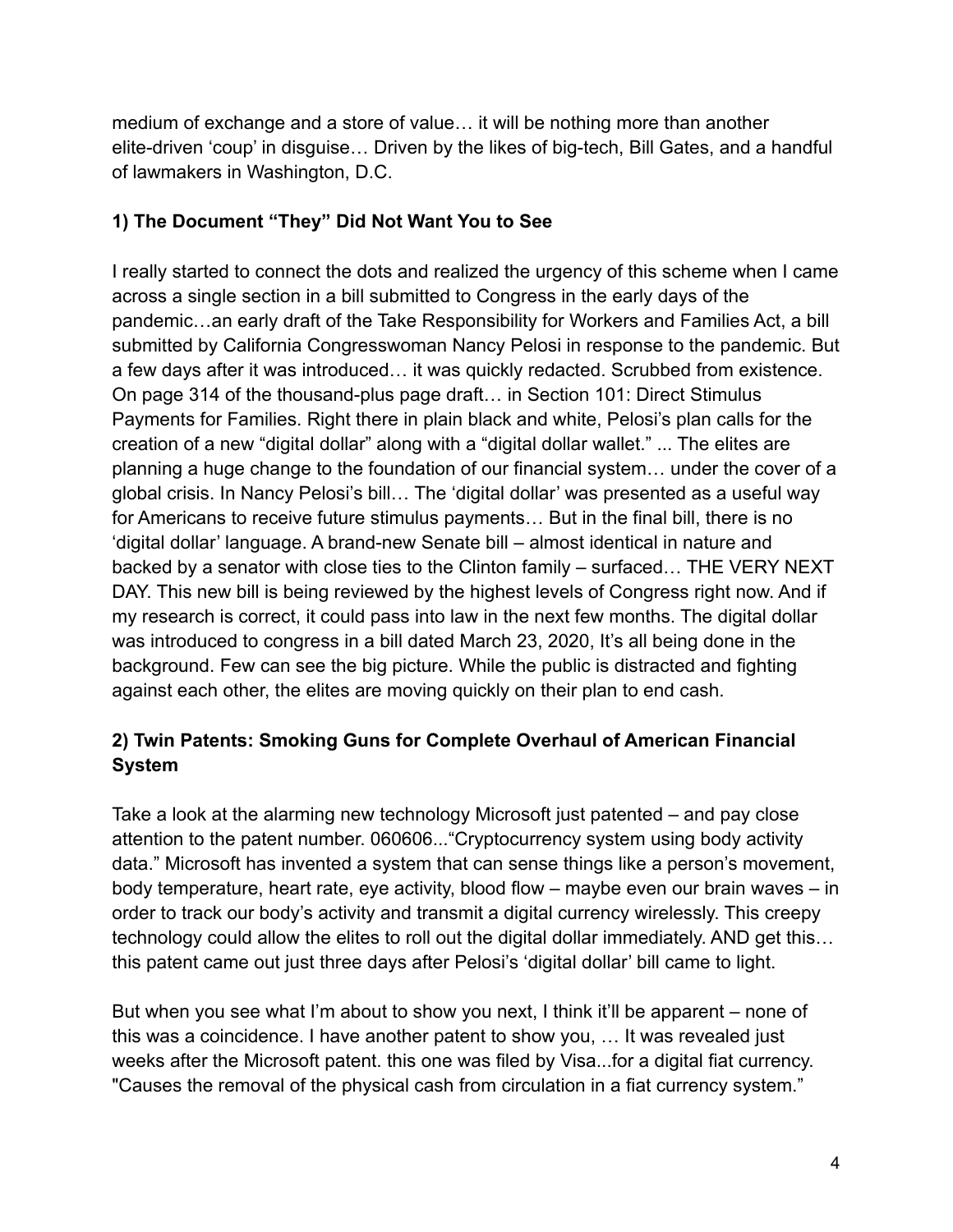medium of exchange and a store of value… it will be nothing more than another elite-driven 'coup' in disguise… Driven by the likes of big-tech, Bill Gates, and a handful of lawmakers in Washington, D.C.

### 1) The Document "They" Did Not Want You to See

I really started to connect the dots and realized the urgency of this scheme when I came across a single section in a bill submitted to Congress in the early days of the pandemic…an early draft of the Take Responsibility for Workers and Families Act, a bill submitted by California Congresswoman Nancy Pelosi in response to the pandemic. But a few days after it was introduced… it was quickly redacted. Scrubbed from existence. On page 314 of the thousand-plus page draft… in Section 101: Direct Stimulus Payments for Families. Right there in plain black and white, Pelosi's plan calls for the creation of a new "digital dollar" along with a "digital dollar wallet." ... The elites are planning a huge change to the foundation of our financial system… under the cover of a global crisis. In Nancy Pelosi's bill… The 'digital dollar' was presented as a useful way for Americans to receive future stimulus payments… But in the final bill, there is no 'digital dollar' language. A brand-new Senate bill – almost identical in nature and backed by a senator with close ties to the Clinton family – surfaced… THE VERY NEXT DAY. This new bill is being reviewed by the highest levels of Congress right now. And if my research is correct, it could pass into law in the next few months. The digital dollar was introduced to congress in a bill dated March 23, 2020, It's all being done in the background. Few can see the big picture. While the public is distracted and fighting against each other, the elites are moving quickly on their plan to end cash.

### 2) Twin Patents: Smoking Guns for Complete Overhaul of American Financial System

Take a look at the alarming new technology Microsoft just patented – and pay close attention to the patent number. 060606..."Cryptocurrency system using body activity data." Microsoft has invented a system that can sense things like a person's movement, body temperature, heart rate, eye activity, blood flow – maybe even our brain waves – in order to track our body's activity and transmit a digital currency wirelessly. This creepy technology could allow the elites to roll out the digital dollar immediately. AND get this… this patent came out just three days after Pelosi's 'digital dollar' bill came to light.

But when you see what I'm about to show you next, I think it'll be apparent – none of this was a coincidence. I have another patent to show you, … It was revealed just weeks after the Microsoft patent. this one was filed by Visa...for a digital fiat currency. "Causes the removal of the physical cash from circulation in a fiat currency system."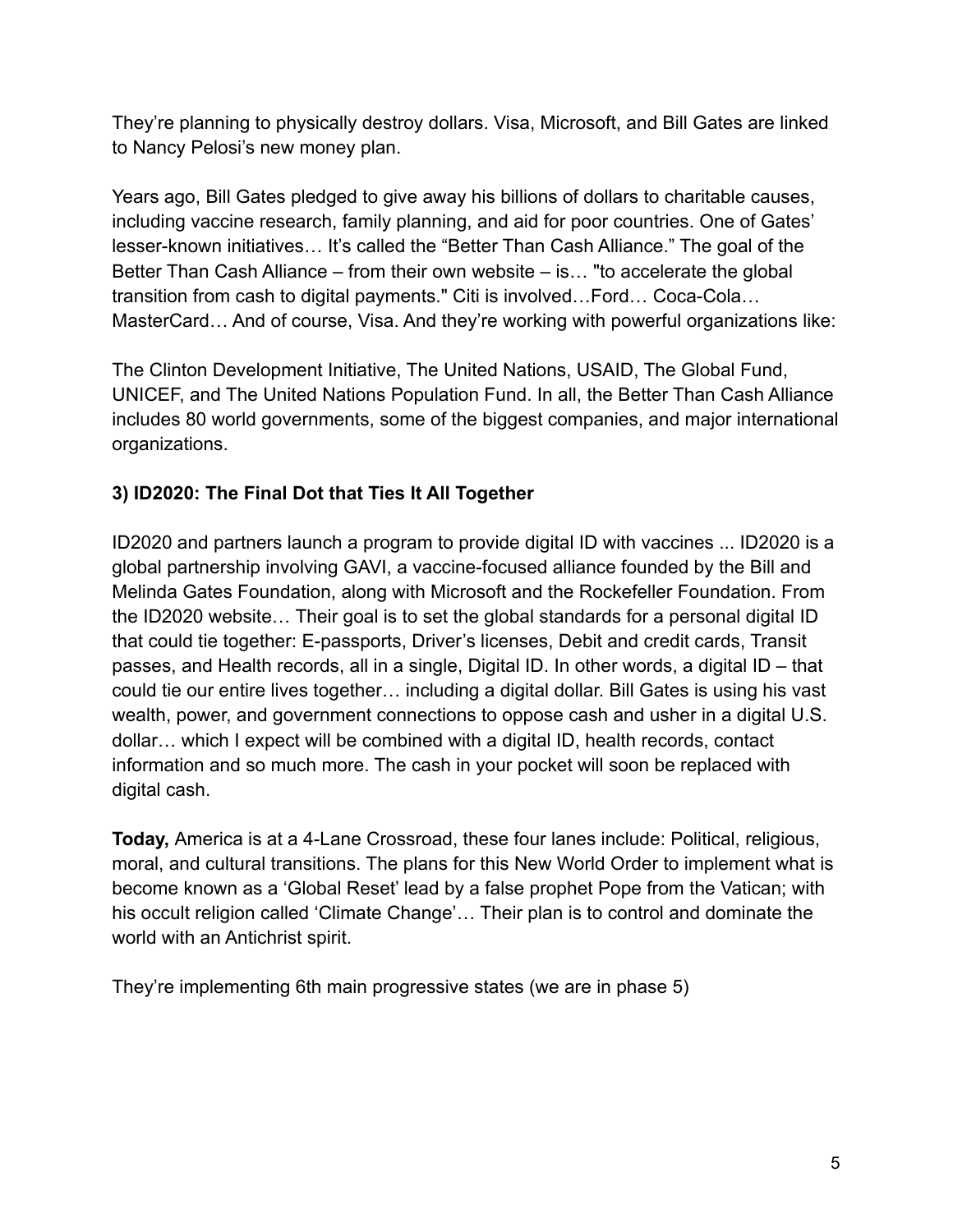They're planning to physically destroy dollars. Visa, Microsoft, and Bill Gates are linked to Nancy Pelosi's new money plan.

Years ago, Bill Gates pledged to give away his billions of dollars to charitable causes, including vaccine research, family planning, and aid for poor countries. One of Gates' lesser-known initiatives… It's called the "Better Than Cash Alliance." The goal of the Better Than Cash Alliance – from their own website – is… "to accelerate the global transition from cash to digital payments." Citi is involved…Ford… Coca-Cola… MasterCard… And of course, Visa. And they're working with powerful organizations like:

The Clinton Development Initiative, The United Nations, USAID, The Global Fund, UNICEF, and The United Nations Population Fund. In all, the Better Than Cash Alliance includes 80 world governments, some of the biggest companies, and major international organizations.

**3) ID2020: The Final Dot that Ties It All Together**

ID2020 and partners launch a program to provide digital ID with vaccines ... ID2020 is a global partnership involving GAVI, a vaccine-focused alliance founded by the Bill and Melinda Gates Foundation, along with Microsoft and the Rockefeller Foundation. From the ID2020 website… Their goal is to set the global standards for a personal digital ID that could tie together: E-passports, Driver's licenses, Debit and credit cards, Transit passes, and Health records, all in a single, Digital ID. In other words, a digital ID – that could tie our entire lives together… including a digital dollar. Bill Gates is using his vast wealth, power, and government connections to oppose cash and usher in a digital U.S. dollar… which I expect will be combined with a digital ID, health records, contact information and so much more. The cash in your pocket will soon be replaced with digital cash.

**Today,** America is at a 4-Lane Crossroad, these four lanes include: Political, religious, moral, and cultural transitions. The plans for this New World Order to implement what is become known as a 'Global Reset' lead by a false prophet Pope from the Vatican; with his occult religion called 'Climate Change'… Their plan is to control and dominate the world with an Antichrist spirit.

They're implementing 6th main progressive states (we are in phase 5)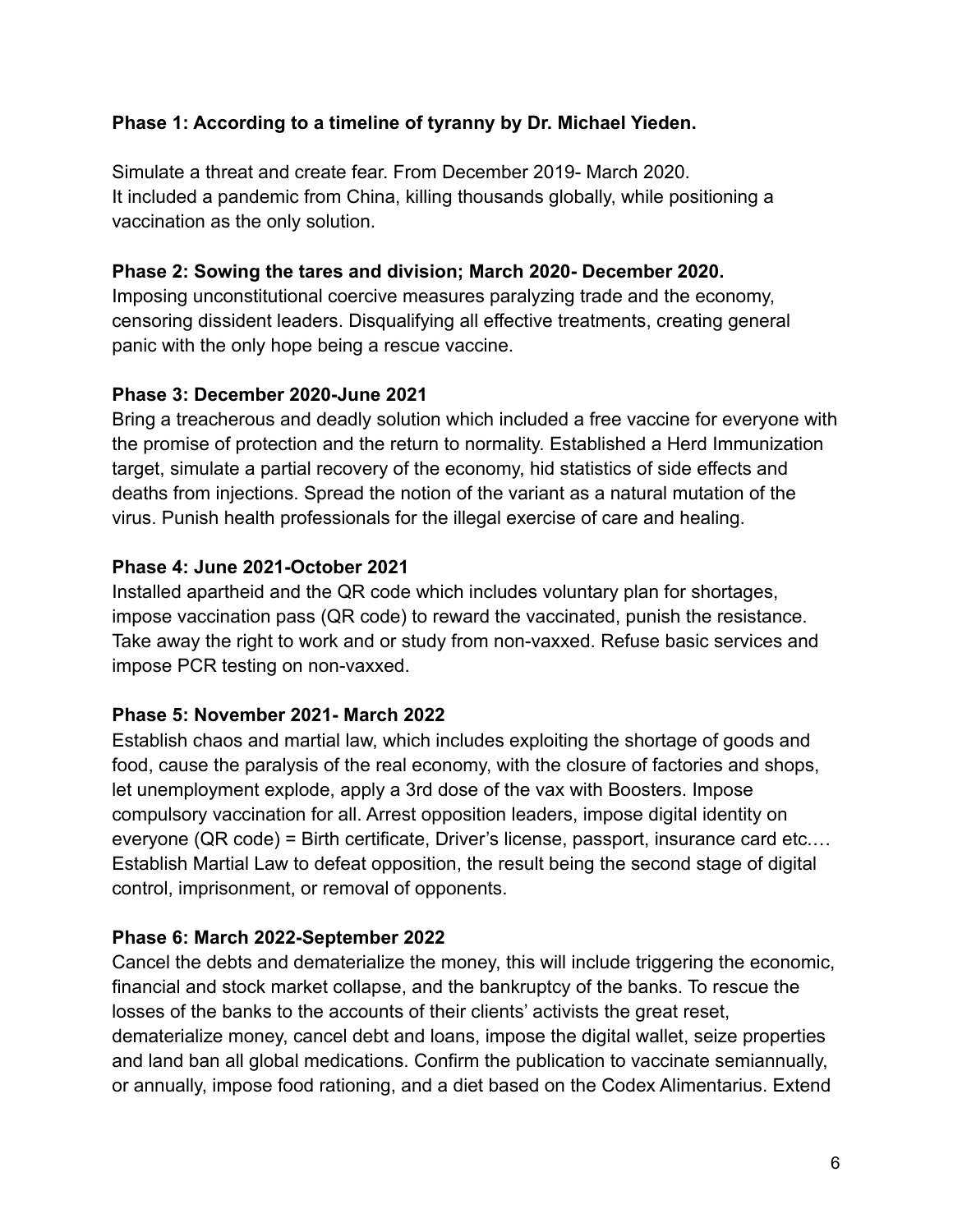**Phase 1: According to a timeline of tyranny by Dr. Michael Yieden.**

Simulate a threat and create fear. From December 2019- March 2020.
It included a pandemic from China, killing thousands globally, while positioning a vaccination as the only solution.

**Phase 2: Sowing the tares and division; March 2020- December 2020.**
Imposing unconstitutional coercive measures paralyzing trade and the economy, censoring dissident leaders. Disqualifying all effective treatments, creating general panic with the only hope being a rescue vaccine.

**Phase 3: December 2020-June 2021**
Bring a treacherous and deadly solution which included a free vaccine for everyone with the promise of protection and the return to normality. Established a Herd Immunization target, simulate a partial recovery of the economy, hid statistics of side effects and deaths from injections. Spread the notion of the variant as a natural mutation of the virus. Punish health professionals for the illegal exercise of care and healing.

**Phase 4: June 2021-October 2021**
Installed apartheid and the QR code which includes voluntary plan for shortages, impose vaccination pass (QR code) to reward the vaccinated, punish the resistance. Take away the right to work and or study from non-vaxxed. Refuse basic services and impose PCR testing on non-vaxxed.

**Phase 5: November 2021- March 2022**
Establish chaos and martial law, which includes exploiting the shortage of goods and food, cause the paralysis of the real economy, with the closure of factories and shops, let unemployment explode, apply a 3rd dose of the vax with Boosters. Impose compulsory vaccination for all. Arrest opposition leaders, impose digital identity on everyone (QR code) = Birth certificate, Driver's license, passport, insurance card etc.… Establish Martial Law to defeat opposition, the result being the second stage of digital control, imprisonment, or removal of opponents.

**Phase 6: March 2022-September 2022**
Cancel the debts and dematerialize the money, this will include triggering the economic, financial and stock market collapse, and the bankruptcy of the banks. To rescue the losses of the banks to the accounts of their clients' activists the great reset, dematerialize money, cancel debt and loans, impose the digital wallet, seize properties and land ban all global medications. Confirm the publication to vaccinate semiannually, or annually, impose food rationing, and a diet based on the Codex Alimentarius. Extend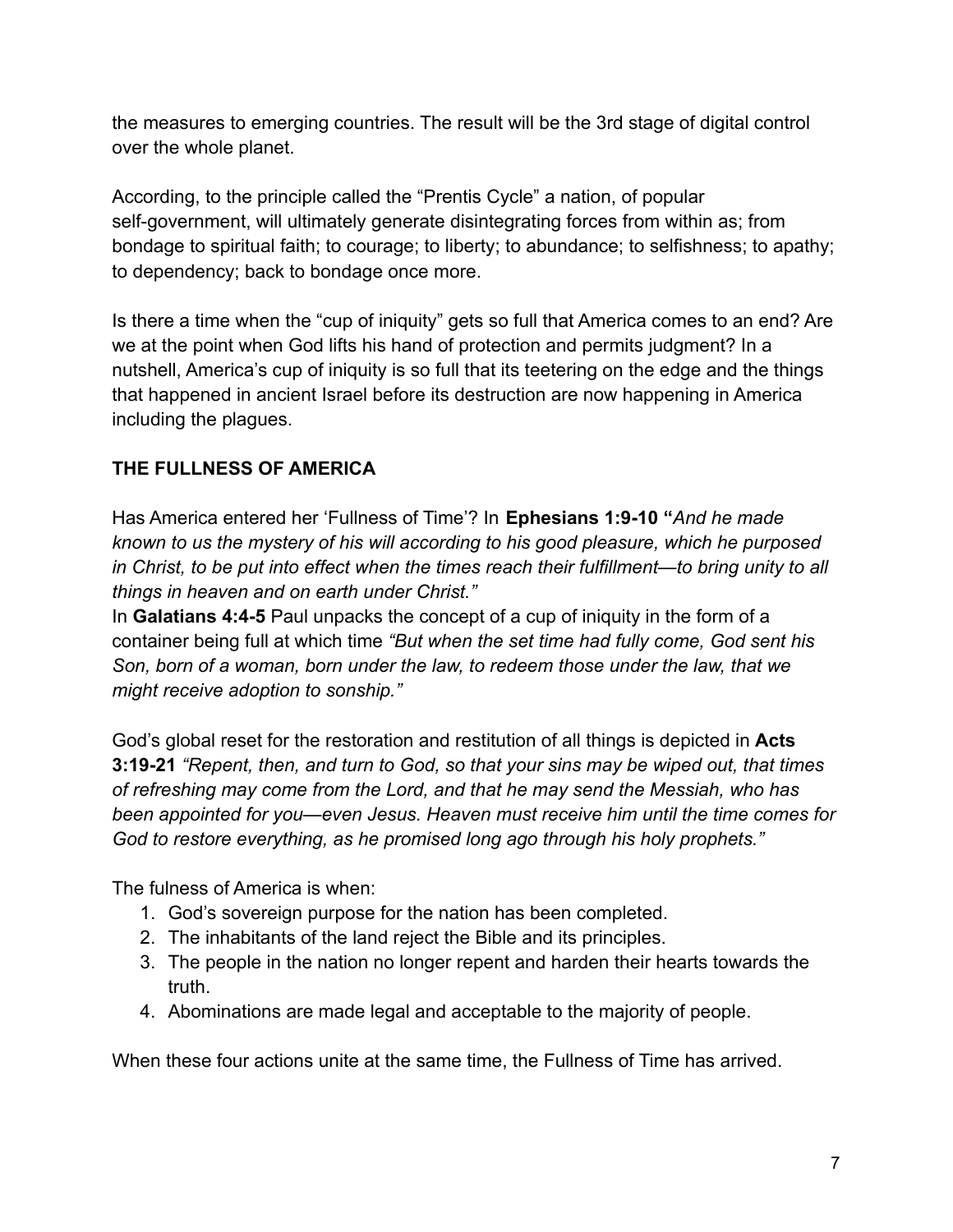the measures to emerging countries. The result will be the 3rd stage of digital control over the whole planet.

According, to the principle called the "Prentis Cycle" a nation, of popular self-government, will ultimately generate disintegrating forces from within as; from bondage to spiritual faith; to courage; to liberty; to abundance; to selfishness; to apathy; to dependency; back to bondage once more.

Is there a time when the "cup of iniquity" gets so full that America comes to an end? Are we at the point when God lifts his hand of protection and permits judgment? In a nutshell, America's cup of iniquity is so full that its teetering on the edge and the things that happened in ancient Israel before its destruction are now happening in America including the plagues.

**THE FULLNESS OF AMERICA**

Has America entered her 'Fullness of Time'? In **Ephesians 1:9-10 "***And he made known to us the mystery of his will according to his good pleasure, which he purposed in Christ, to be put into effect when the times reach their fulfillment—to bring unity to all things in heaven and on earth under Christ."*

In **Galatians 4:4-5** Paul unpacks the concept of a cup of iniquity in the form of a container being full at which time *"But when the set time had fully come, God sent his Son, born of a woman, born under the law, to redeem those under the law, that we might receive adoption to sonship."*

God's global reset for the restoration and restitution of all things is depicted in **Acts 3:19-21** *"Repent, then, and turn to God, so that your sins may be wiped out, that times of refreshing may come from the Lord, and that he may send the Messiah, who has been appointed for you—even Jesus. Heaven must receive him until the time comes for God to restore everything, as he promised long ago through his holy prophets."*

The fulness of America is when:

1. God's sovereign purpose for the nation has been completed.
2. The inhabitants of the land reject the Bible and its principles.
3. The people in the nation no longer repent and harden their hearts towards the truth.
4. Abominations are made legal and acceptable to the majority of people.

When these four actions unite at the same time, the Fullness of Time has arrived.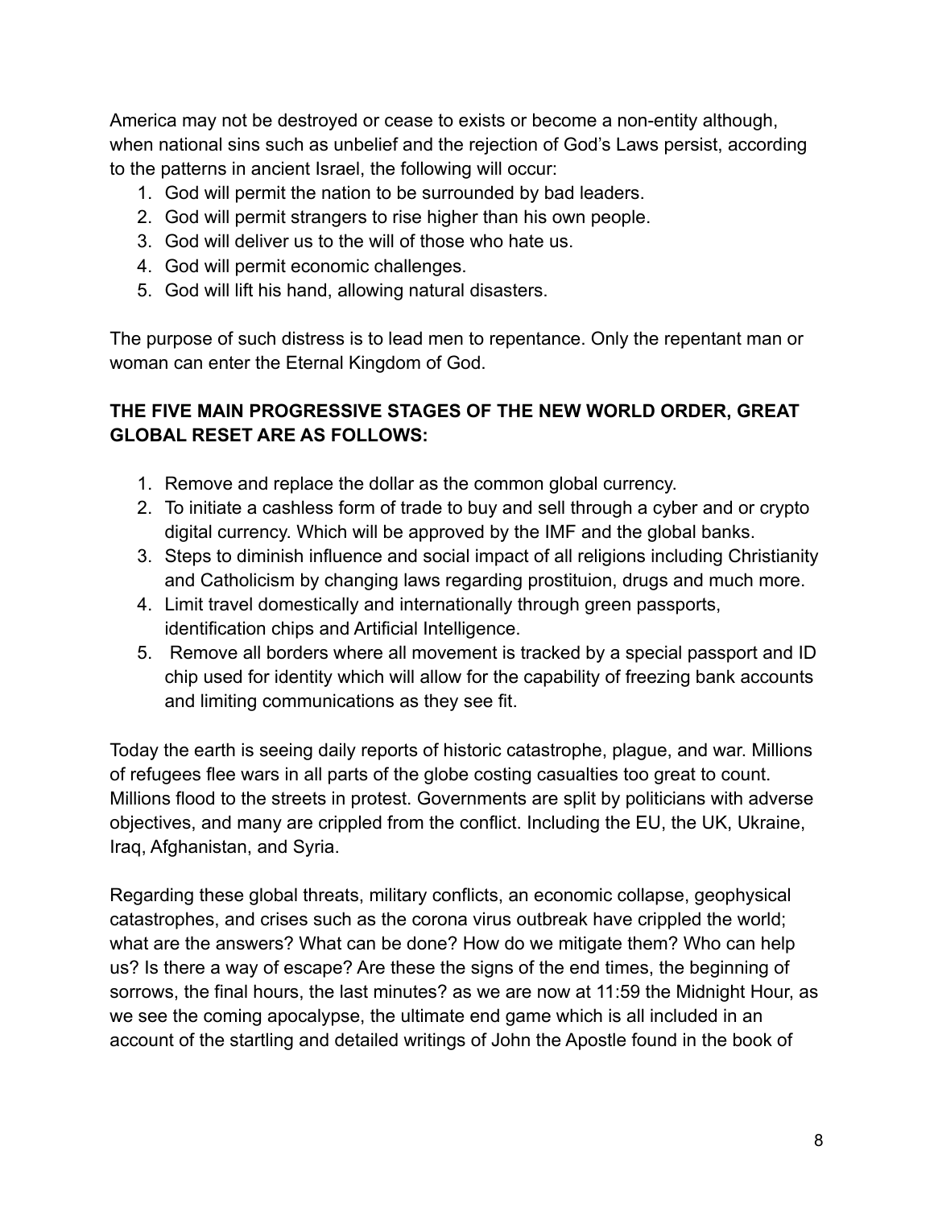America may not be destroyed or cease to exists or become a non-entity although, when national sins such as unbelief and the rejection of God's Laws persist, according to the patterns in ancient Israel, the following will occur:

1. God will permit the nation to be surrounded by bad leaders.
2. God will permit strangers to rise higher than his own people.
3. God will deliver us to the will of those who hate us.
4. God will permit economic challenges.
5. God will lift his hand, allowing natural disasters.

The purpose of such distress is to lead men to repentance. Only the repentant man or woman can enter the Eternal Kingdom of God.

**THE FIVE MAIN PROGRESSIVE STAGES OF THE NEW WORLD ORDER, GREAT GLOBAL RESET ARE AS FOLLOWS:**

1. Remove and replace the dollar as the common global currency.
2. To initiate a cashless form of trade to buy and sell through a cyber and or crypto digital currency. Which will be approved by the IMF and the global banks.
3. Steps to diminish influence and social impact of all religions including Christianity and Catholicism by changing laws regarding prostituion, drugs and much more.
4. Limit travel domestically and internationally through green passports, identification chips and Artificial Intelligence.
5. Remove all borders where all movement is tracked by a special passport and ID chip used for identity which will allow for the capability of freezing bank accounts and limiting communications as they see fit.

Today the earth is seeing daily reports of historic catastrophe, plague, and war. Millions of refugees flee wars in all parts of the globe costing casualties too great to count. Millions flood to the streets in protest. Governments are split by politicians with adverse objectives, and many are crippled from the conflict. Including the EU, the UK, Ukraine, Iraq, Afghanistan, and Syria.

Regarding these global threats, military conflicts, an economic collapse, geophysical catastrophes, and crises such as the corona virus outbreak have crippled the world; what are the answers? What can be done? How do we mitigate them? Who can help us? Is there a way of escape? Are these the signs of the end times, the beginning of sorrows, the final hours, the last minutes? as we are now at 11:59 the Midnight Hour, as we see the coming apocalypse, the ultimate end game which is all included in an account of the startling and detailed writings of John the Apostle found in the book of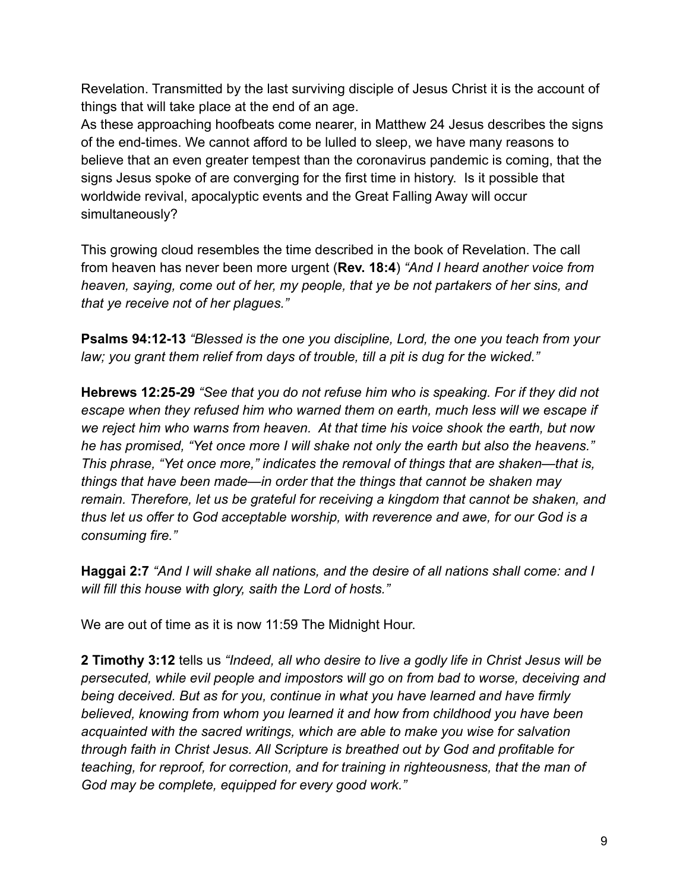Revelation. Transmitted by the last surviving disciple of Jesus Christ it is the account of things that will take place at the end of an age.

As these approaching hoofbeats come nearer, in Matthew 24 Jesus describes the signs of the end-times. We cannot afford to be lulled to sleep, we have many reasons to believe that an even greater tempest than the coronavirus pandemic is coming, that the signs Jesus spoke of are converging for the first time in history. Is it possible that worldwide revival, apocalyptic events and the Great Falling Away will occur simultaneously?

This growing cloud resembles the time described in the book of Revelation. The call from heaven has never been more urgent (**Rev. 18:4**) *"And I heard another voice from heaven, saying, come out of her, my people, that ye be not partakers of her sins, and that ye receive not of her plagues."*

**Psalms 94:12-13** *"Blessed is the one you discipline, Lord, the one you teach from your law; you grant them relief from days of trouble, till a pit is dug for the wicked."*

**Hebrews 12:25-29** *"See that you do not refuse him who is speaking. For if they did not escape when they refused him who warned them on earth, much less will we escape if we reject him who warns from heaven. At that time his voice shook the earth, but now he has promised, "Yet once more I will shake not only the earth but also the heavens." This phrase, "Yet once more," indicates the removal of things that are shaken—that is, things that have been made—in order that the things that cannot be shaken may remain. Therefore, let us be grateful for receiving a kingdom that cannot be shaken, and thus let us offer to God acceptable worship, with reverence and awe, for our God is a consuming fire."*

**Haggai 2:7** *"And I will shake all nations, and the desire of all nations shall come: and I will fill this house with glory, saith the Lord of hosts."*

We are out of time as it is now 11:59 The Midnight Hour.

**2 Timothy 3:12** tells us *"Indeed, all who desire to live a godly life in Christ Jesus will be persecuted, while evil people and impostors will go on from bad to worse, deceiving and being deceived. But as for you, continue in what you have learned and have firmly believed, knowing from whom you learned it and how from childhood you have been acquainted with the sacred writings, which are able to make you wise for salvation through faith in Christ Jesus. All Scripture is breathed out by God and profitable for teaching, for reproof, for correction, and for training in righteousness, that the man of God may be complete, equipped for every good work."*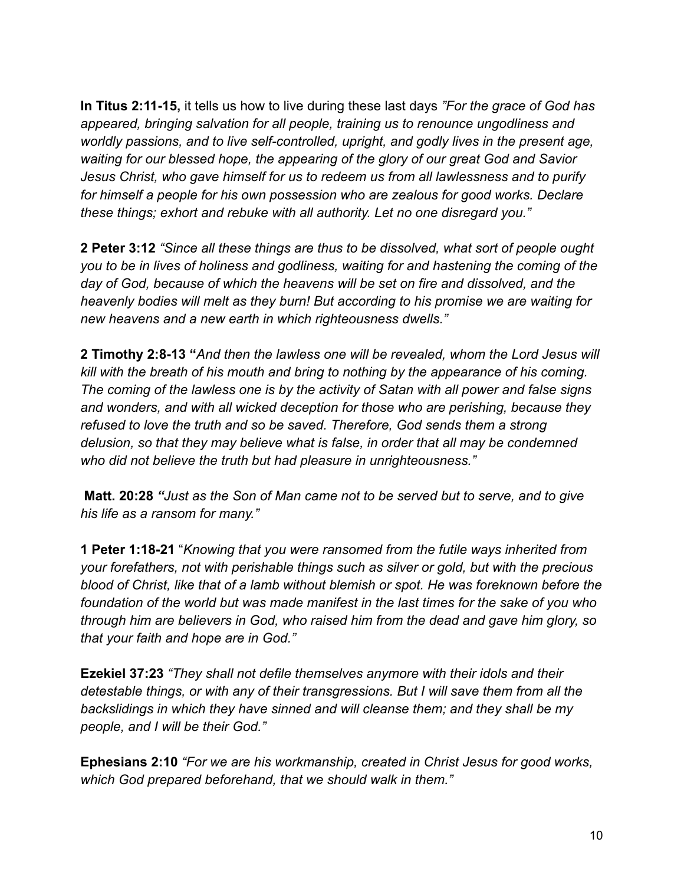**In Titus 2:11-15,** it tells us how to live during these last days *"For the grace of God has appeared, bringing salvation for all people, training us to renounce ungodliness and worldly passions, and to live self-controlled, upright, and godly lives in the present age, waiting for our blessed hope, the appearing of the glory of our great God and Savior Jesus Christ, who gave himself for us to redeem us from all lawlessness and to purify for himself a people for his own possession who are zealous for good works. Declare these things; exhort and rebuke with all authority. Let no one disregard you."*

**2 Peter 3:12** *"Since all these things are thus to be dissolved, what sort of people ought you to be in lives of holiness and godliness, waiting for and hastening the coming of the day of God, because of which the heavens will be set on fire and dissolved, and the heavenly bodies will melt as they burn! But according to his promise we are waiting for new heavens and a new earth in which righteousness dwells."*

**2 Timothy 2:8-13 "***And then the lawless one will be revealed, whom the Lord Jesus will kill with the breath of his mouth and bring to nothing by the appearance of his coming. The coming of the lawless one is by the activity of Satan with all power and false signs and wonders, and with all wicked deception for those who are perishing, because they refused to love the truth and so be saved. Therefore, God sends them a strong delusion, so that they may believe what is false, in order that all may be condemned who did not believe the truth but had pleasure in unrighteousness."*

**Matt. 20:28** *"Just as the Son of Man came not to be served but to serve, and to give his life as a ransom for many."*

**1 Peter 1:18-21** "*Knowing that you were ransomed from the futile ways inherited from your forefathers, not with perishable things such as silver or gold, but with the precious blood of Christ, like that of a lamb without blemish or spot. He was foreknown before the foundation of the world but was made manifest in the last times for the sake of you who through him are believers in God, who raised him from the dead and gave him glory, so that your faith and hope are in God."*

**Ezekiel 37:23** *"They shall not defile themselves anymore with their idols and their detestable things, or with any of their transgressions. But I will save them from all the backslidings in which they have sinned and will cleanse them; and they shall be my people, and I will be their God."*

**Ephesians 2:10** *"For we are his workmanship, created in Christ Jesus for good works, which God prepared beforehand, that we should walk in them."*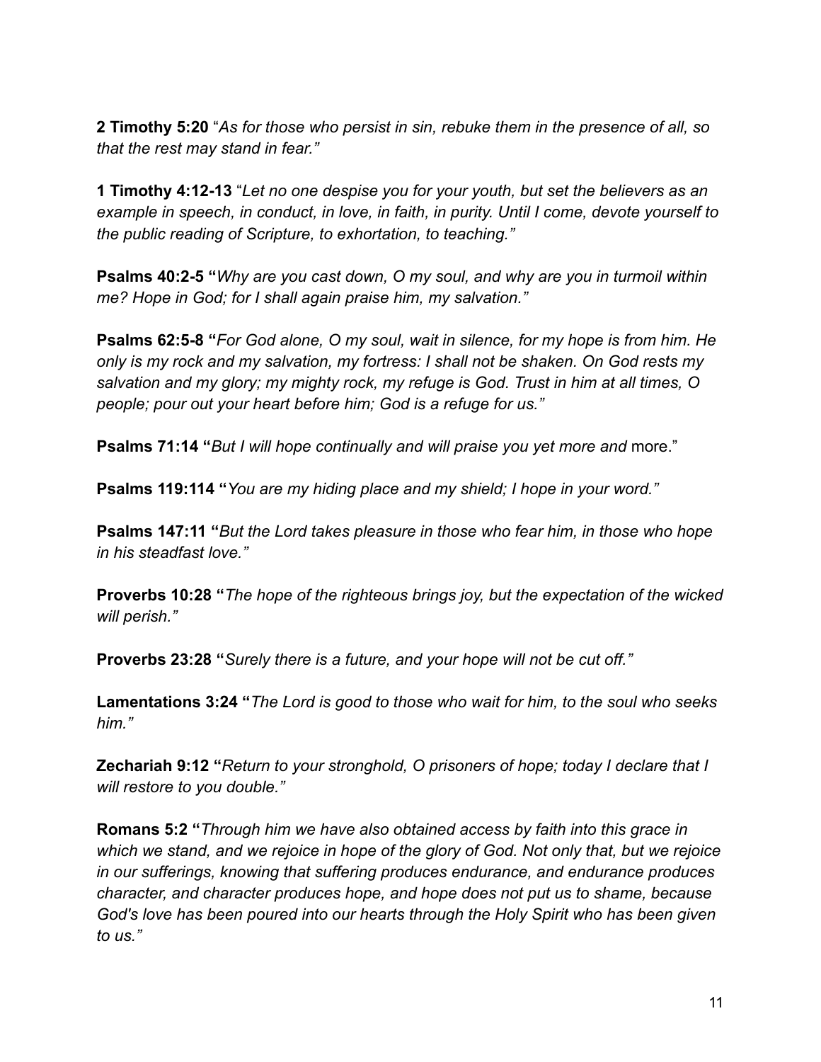**2 Timothy 5:20** "*As for those who persist in sin, rebuke them in the presence of all, so that the rest may stand in fear."*

**1 Timothy 4:12-13** "*Let no one despise you for your youth, but set the believers as an example in speech, in conduct, in love, in faith, in purity. Until I come, devote yourself to the public reading of Scripture, to exhortation, to teaching."*

**Psalms 40:2-5 "***Why are you cast down, O my soul, and why are you in turmoil within me? Hope in God; for I shall again praise him, my salvation."*

**Psalms 62:5-8 "***For God alone, O my soul, wait in silence, for my hope is from him. He only is my rock and my salvation, my fortress: I shall not be shaken. On God rests my salvation and my glory; my mighty rock, my refuge is God. Trust in him at all times, O people; pour out your heart before him; God is a refuge for us."*

**Psalms 71:14 "***But I will hope continually and will praise you yet more and* more."

**Psalms 119:114 "***You are my hiding place and my shield; I hope in your word."*

**Psalms 147:11 "***But the Lord takes pleasure in those who fear him, in those who hope in his steadfast love."*

**Proverbs 10:28 "***The hope of the righteous brings joy, but the expectation of the wicked will perish."*

**Proverbs 23:28 "***Surely there is a future, and your hope will not be cut off."*

**Lamentations 3:24 "***The Lord is good to those who wait for him, to the soul who seeks him."*

**Zechariah 9:12 "***Return to your stronghold, O prisoners of hope; today I declare that I will restore to you double."*

**Romans 5:2 "***Through him we have also obtained access by faith into this grace in which we stand, and we rejoice in hope of the glory of God. Not only that, but we rejoice in our sufferings, knowing that suffering produces endurance, and endurance produces character, and character produces hope, and hope does not put us to shame, because God's love has been poured into our hearts through the Holy Spirit who has been given to us."*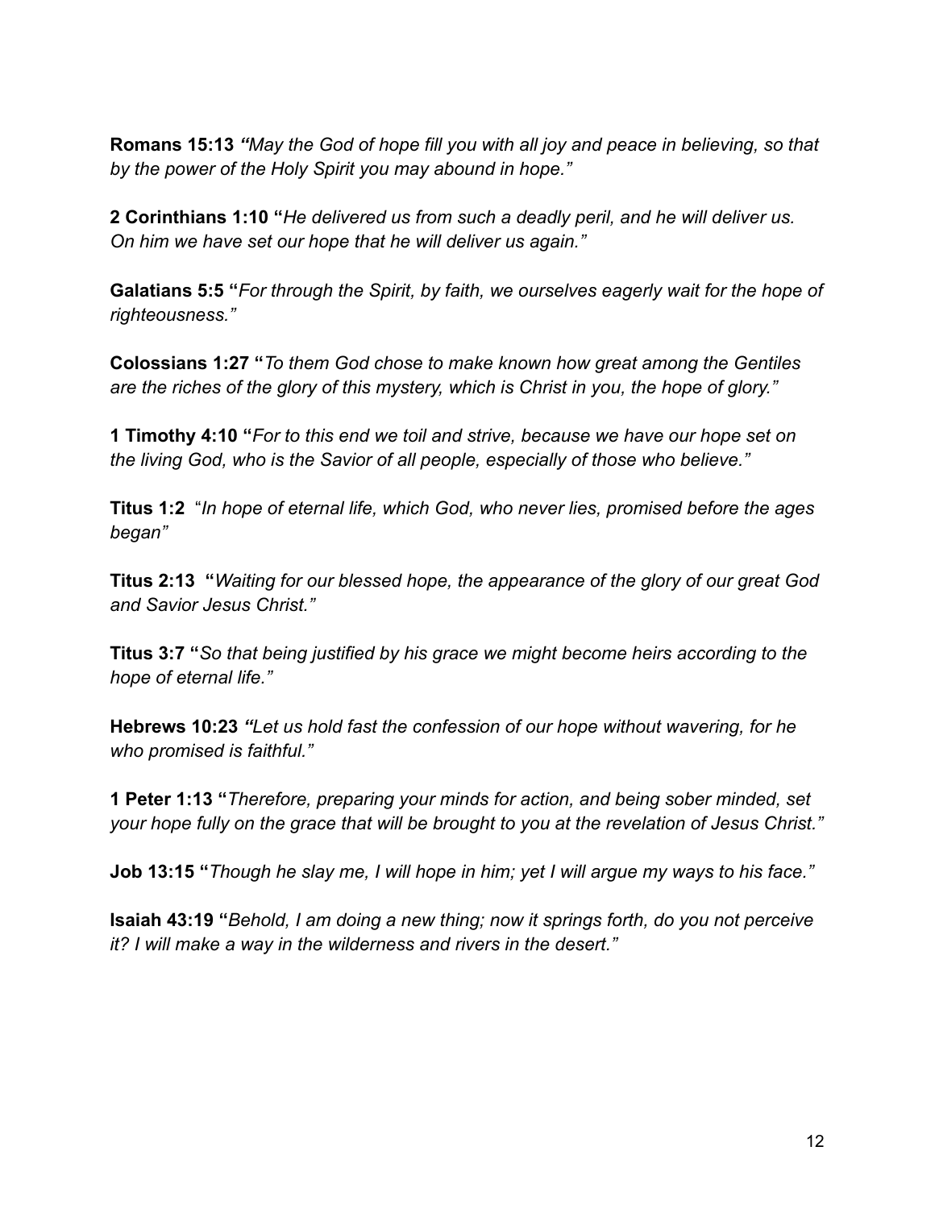**Romans 15:13** *"May the God of hope fill you with all joy and peace in believing, so that by the power of the Holy Spirit you may abound in hope."*

**2 Corinthians 1:10 "***He delivered us from such a deadly peril, and he will deliver us. On him we have set our hope that he will deliver us again."*

**Galatians 5:5 "***For through the Spirit, by faith, we ourselves eagerly wait for the hope of righteousness."*

**Colossians 1:27 "***To them God chose to make known how great among the Gentiles are the riches of the glory of this mystery, which is Christ in you, the hope of glory."*

**1 Timothy 4:10 "***For to this end we toil and strive, because we have our hope set on the living God, who is the Savior of all people, especially of those who believe."*

**Titus 1:2** "*In hope of eternal life, which God, who never lies, promised before the ages began"*

**Titus 2:13 "***Waiting for our blessed hope, the appearance of the glory of our great God and Savior Jesus Christ."*

**Titus 3:7 "***So that being justified by his grace we might become heirs according to the hope of eternal life."*

**Hebrews 10:23** *"Let us hold fast the confession of our hope without wavering, for he who promised is faithful."*

**1 Peter 1:13 "***Therefore, preparing your minds for action, and being sober minded, set your hope fully on the grace that will be brought to you at the revelation of Jesus Christ."*

**Job 13:15 "***Though he slay me, I will hope in him; yet I will argue my ways to his face."*

**Isaiah 43:19 "***Behold, I am doing a new thing; now it springs forth, do you not perceive it? I will make a way in the wilderness and rivers in the desert."*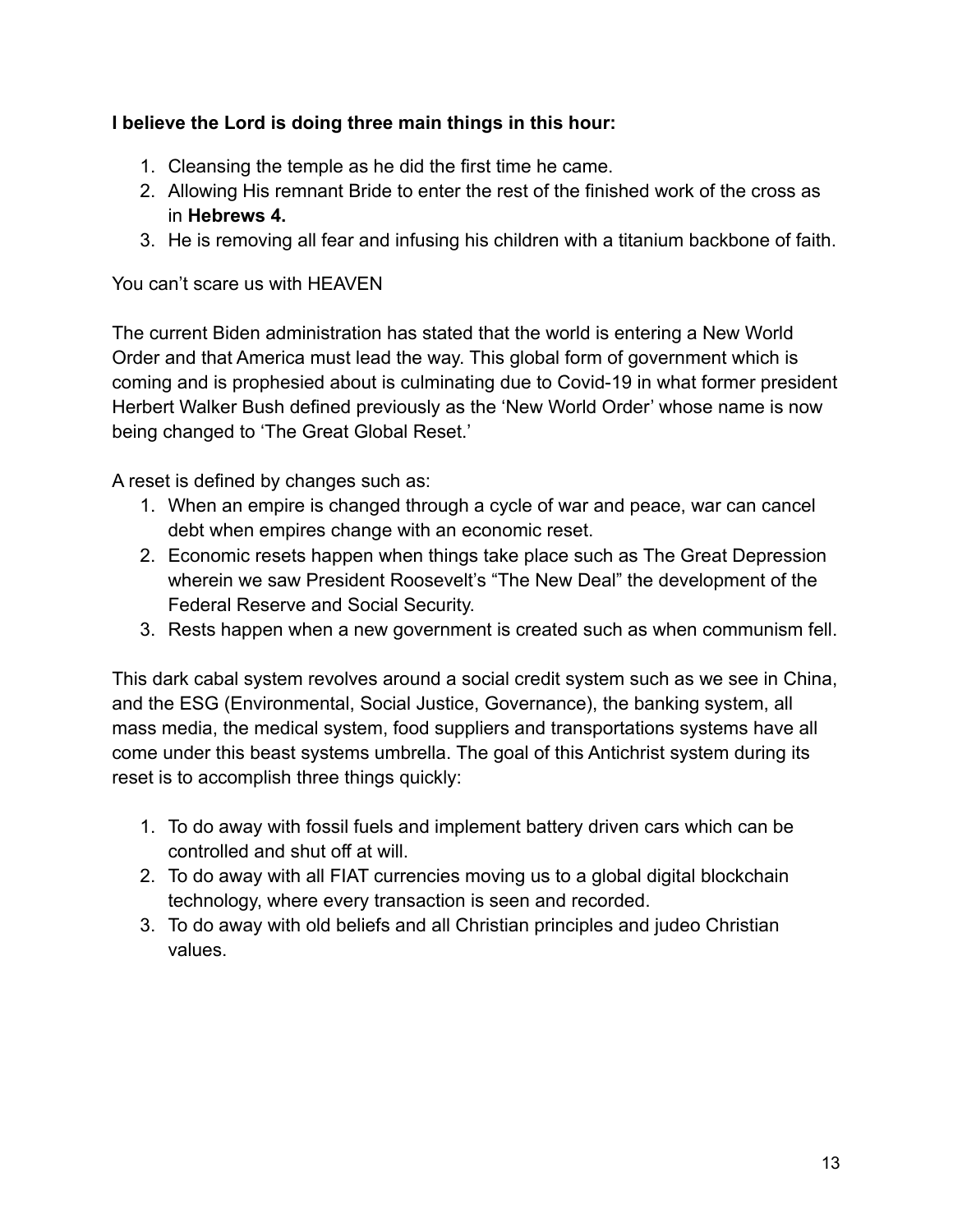**I believe the Lord is doing three main things in this hour:**

1. Cleansing the temple as he did the first time he came.
2. Allowing His remnant Bride to enter the rest of the finished work of the cross as in **Hebrews 4.**
3. He is removing all fear and infusing his children with a titanium backbone of faith.

You can't scare us with HEAVEN

The current Biden administration has stated that the world is entering a New World Order and that America must lead the way. This global form of government which is coming and is prophesied about is culminating due to Covid-19 in what former president Herbert Walker Bush defined previously as the 'New World Order' whose name is now being changed to 'The Great Global Reset.'

A reset is defined by changes such as:

1. When an empire is changed through a cycle of war and peace, war can cancel debt when empires change with an economic reset.
2. Economic resets happen when things take place such as The Great Depression wherein we saw President Roosevelt's "The New Deal" the development of the Federal Reserve and Social Security.
3. Rests happen when a new government is created such as when communism fell.

This dark cabal system revolves around a social credit system such as we see in China, and the ESG (Environmental, Social Justice, Governance), the banking system, all mass media, the medical system, food suppliers and transportations systems have all come under this beast systems umbrella. The goal of this Antichrist system during its reset is to accomplish three things quickly:

1. To do away with fossil fuels and implement battery driven cars which can be controlled and shut off at will.
2. To do away with all FIAT currencies moving us to a global digital blockchain technology, where every transaction is seen and recorded.
3. To do away with old beliefs and all Christian principles and judeo Christian values.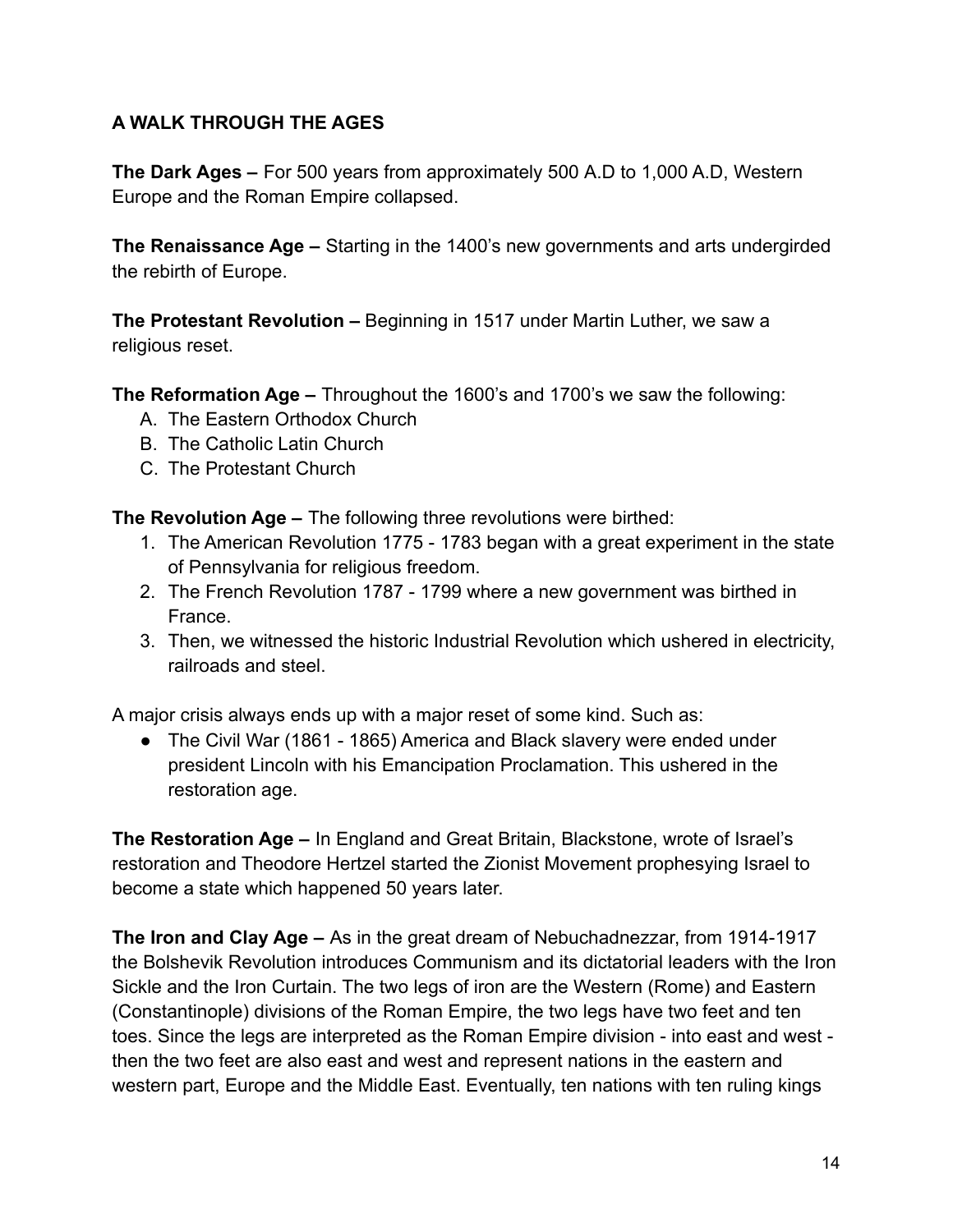**A WALK THROUGH THE AGES**

**The Dark Ages –** For 500 years from approximately 500 A.D to 1,000 A.D, Western Europe and the Roman Empire collapsed.

**The Renaissance Age –** Starting in the 1400's new governments and arts undergirded the rebirth of Europe.

**The Protestant Revolution –** Beginning in 1517 under Martin Luther, we saw a religious reset.

**The Reformation Age –** Throughout the 1600's and 1700's we saw the following:

A. The Eastern Orthodox Church
B. The Catholic Latin Church
C. The Protestant Church

**The Revolution Age –** The following three revolutions were birthed:

1. The American Revolution 1775 - 1783 began with a great experiment in the state of Pennsylvania for religious freedom.
2. The French Revolution 1787 - 1799 where a new government was birthed in France.
3. Then, we witnessed the historic Industrial Revolution which ushered in electricity, railroads and steel.

A major crisis always ends up with a major reset of some kind. Such as:

- The Civil War (1861 - 1865) America and Black slavery were ended under president Lincoln with his Emancipation Proclamation. This ushered in the restoration age.

**The Restoration Age –** In England and Great Britain, Blackstone, wrote of Israel's restoration and Theodore Hertzel started the Zionist Movement prophesying Israel to become a state which happened 50 years later.

**The Iron and Clay Age –** As in the great dream of Nebuchadnezzar, from 1914-1917 the Bolshevik Revolution introduces Communism and its dictatorial leaders with the Iron Sickle and the Iron Curtain. The two legs of iron are the Western (Rome) and Eastern (Constantinople) divisions of the Roman Empire, the two legs have two feet and ten toes. Since the legs are interpreted as the Roman Empire division - into east and west - then the two feet are also east and west and represent nations in the eastern and western part, Europe and the Middle East. Eventually, ten nations with ten ruling kings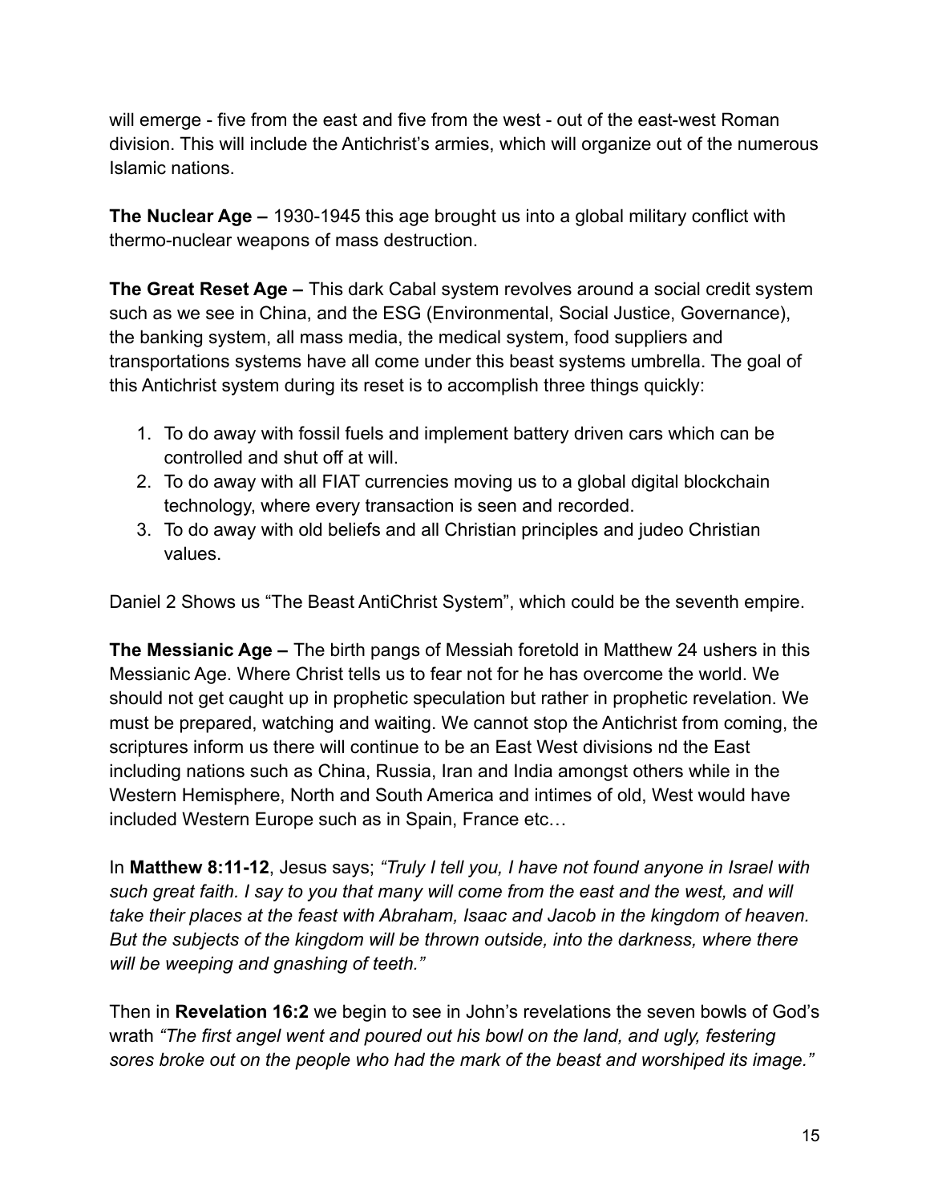will emerge - five from the east and five from the west - out of the east-west Roman division. This will include the Antichrist's armies, which will organize out of the numerous Islamic nations.

**The Nuclear Age –** 1930-1945 this age brought us into a global military conflict with thermo-nuclear weapons of mass destruction.

**The Great Reset Age –** This dark Cabal system revolves around a social credit system such as we see in China, and the ESG (Environmental, Social Justice, Governance), the banking system, all mass media, the medical system, food suppliers and transportations systems have all come under this beast systems umbrella. The goal of this Antichrist system during its reset is to accomplish three things quickly:

1. To do away with fossil fuels and implement battery driven cars which can be controlled and shut off at will.
2. To do away with all FIAT currencies moving us to a global digital blockchain technology, where every transaction is seen and recorded.
3. To do away with old beliefs and all Christian principles and judeo Christian values.

Daniel 2 Shows us "The Beast AntiChrist System", which could be the seventh empire.

**The Messianic Age –** The birth pangs of Messiah foretold in Matthew 24 ushers in this Messianic Age. Where Christ tells us to fear not for he has overcome the world. We should not get caught up in prophetic speculation but rather in prophetic revelation. We must be prepared, watching and waiting. We cannot stop the Antichrist from coming, the scriptures inform us there will continue to be an East West divisions nd the East including nations such as China, Russia, Iran and India amongst others while in the Western Hemisphere, North and South America and intimes of old, West would have included Western Europe such as in Spain, France etc…

In **Matthew 8:11-12**, Jesus says; *"Truly I tell you, I have not found anyone in Israel with such great faith. I say to you that many will come from the east and the west, and will take their places at the feast with Abraham, Isaac and Jacob in the kingdom of heaven. But the subjects of the kingdom will be thrown outside, into the darkness, where there will be weeping and gnashing of teeth."*

Then in **Revelation 16:2** we begin to see in John's revelations the seven bowls of God's wrath *"The first angel went and poured out his bowl on the land, and ugly, festering sores broke out on the people who had the mark of the beast and worshiped its image."*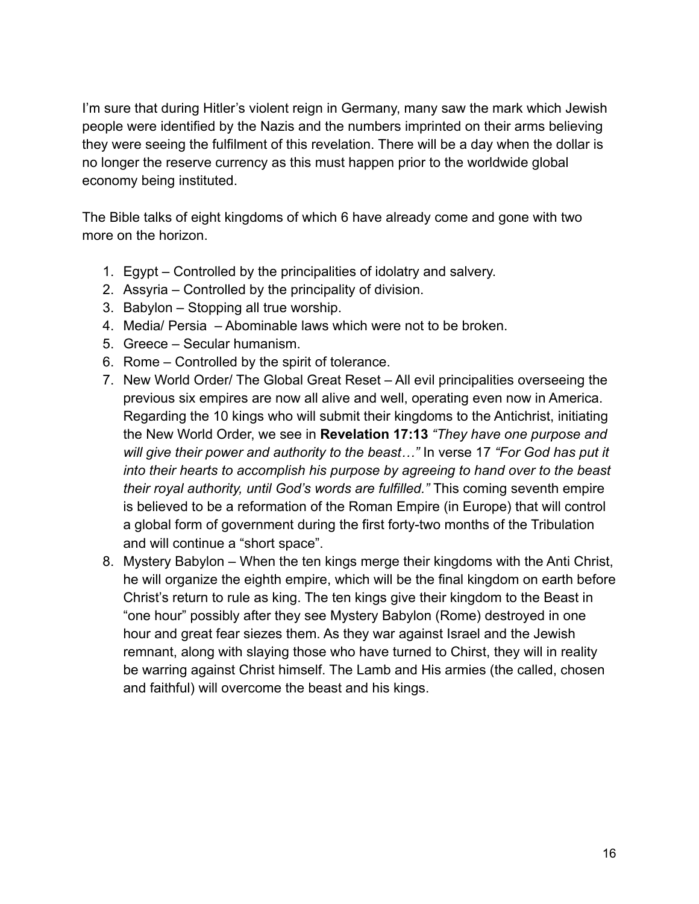I'm sure that during Hitler's violent reign in Germany, many saw the mark which Jewish people were identified by the Nazis and the numbers imprinted on their arms believing they were seeing the fulfilment of this revelation. There will be a day when the dollar is no longer the reserve currency as this must happen prior to the worldwide global economy being instituted.

The Bible talks of eight kingdoms of which 6 have already come and gone with two more on the horizon.

1. Egypt – Controlled by the principalities of idolatry and salvery.
2. Assyria – Controlled by the principality of division.
3. Babylon – Stopping all true worship.
4. Media/ Persia – Abominable laws which were not to be broken.
5. Greece – Secular humanism.
6. Rome – Controlled by the spirit of tolerance.
7. New World Order/ The Global Great Reset – All evil principalities overseeing the previous six empires are now all alive and well, operating even now in America. Regarding the 10 kings who will submit their kingdoms to the Antichrist, initiating the New World Order, we see in **Revelation 17:13** *"They have one purpose and will give their power and authority to the beast…"* In verse 17 *"For God has put it into their hearts to accomplish his purpose by agreeing to hand over to the beast their royal authority, until God's words are fulfilled."* This coming seventh empire is believed to be a reformation of the Roman Empire (in Europe) that will control a global form of government during the first forty-two months of the Tribulation and will continue a "short space".
8. Mystery Babylon – When the ten kings merge their kingdoms with the Anti Christ, he will organize the eighth empire, which will be the final kingdom on earth before Christ's return to rule as king. The ten kings give their kingdom to the Beast in "one hour" possibly after they see Mystery Babylon (Rome) destroyed in one hour and great fear siezes them. As they war against Israel and the Jewish remnant, along with slaying those who have turned to Chirst, they will in reality be warring against Christ himself. The Lamb and His armies (the called, chosen and faithful) will overcome the beast and his kings.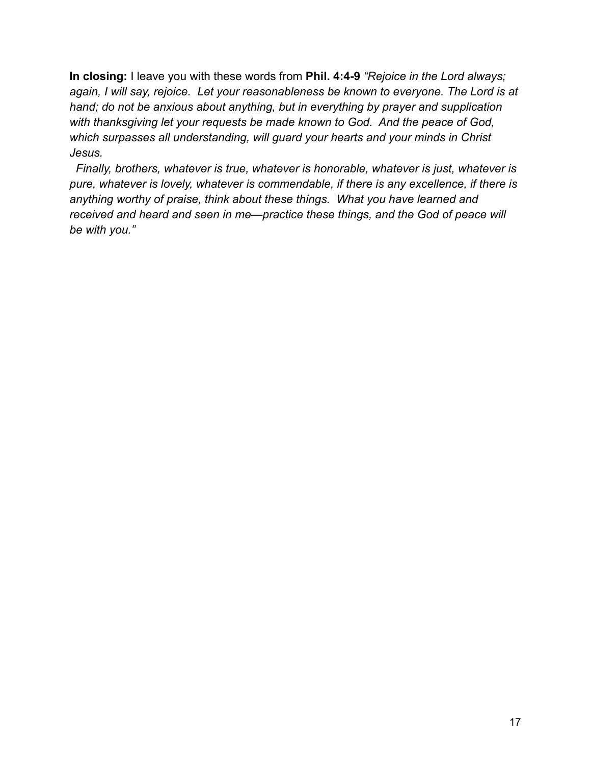**In closing:** I leave you with these words from **Phil. 4:4-9** *“Rejoice in the Lord always; again, I will say, rejoice. Let your reasonableness be known to everyone. The Lord is at hand; do not be anxious about anything, but in everything by prayer and supplication with thanksgiving let your requests be made known to God. And the peace of God, which surpasses all understanding, will guard your hearts and your minds in Christ Jesus.*

*Finally, brothers, whatever is true, whatever is honorable, whatever is just, whatever is pure, whatever is lovely, whatever is commendable, if there is any excellence, if there is anything worthy of praise, think about these things. What you have learned and received and heard and seen in me—practice these things, and the God of peace will be with you.”*